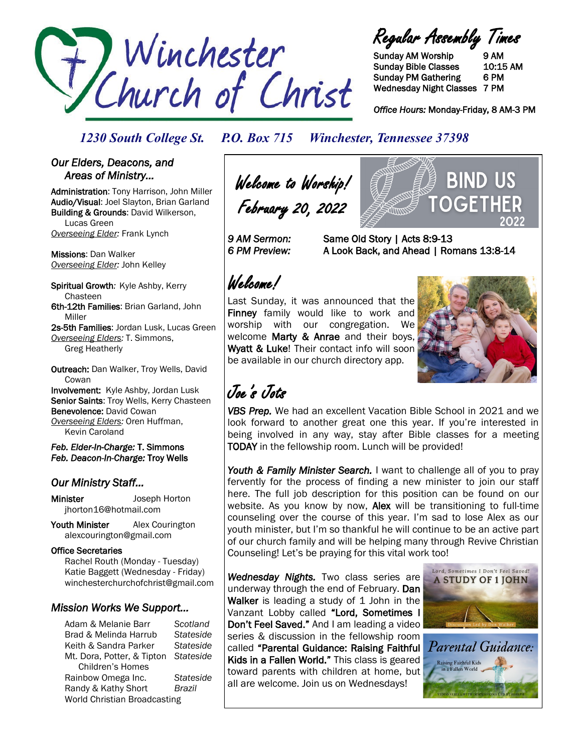# Winchester Church of Christ

## Regular Assembly Times

| | |
|---|---|
| Sunday AM Worship | 9 AM |
| Sunday Bible Classes | 10:15 AM |
| Sunday PM Gathering | 6 PM |
| Wednesday Night Classes | 7 PM |

*Office Hours:* Monday-Friday, 8 AM-3 PM

*1230 South College St. P.O. Box 715 Winchester, Tennessee 37398*

### *Our Elders, Deacons, and Areas of Ministry…*

**Administration**: Tony Harrison, John Miller
**Audio/Visual**: Joel Slayton, Brian Garland
**Building & Grounds**: David Wilkerson, Lucas Green
*Overseeing Elder:* Frank Lynch

**Missions**: Dan Walker
*Overseeing Elder:* John Kelley

**Spiritual Growth**: Kyle Ashby, Kerry Chasteen
**6th-12th Families**: Brian Garland, John Miller
**2s-5th Families**: Jordan Lusk, Lucas Green
*Overseeing Elders:* T. Simmons, Greg Heatherly

**Outreach:** Dan Walker, Troy Wells, David Cowan
**Involvement:** Kyle Ashby, Jordan Lusk
**Senior Saints**: Troy Wells, Kerry Chasteen
**Benevolence:** David Cowan
*Overseeing Elders:* Oren Huffman, Kevin Caroland

*Feb. Elder-In-Charge:* **T. Simmons**
*Feb. Deacon-In-Charge:* **Troy Wells**

### *Our Ministry Staff…*

**Minister** Joseph Horton
jhorton16@hotmail.com

**Youth Minister** Alex Courington
alexcourington@gmail.com

**Office Secretaries**
Rachel Routh (Monday - Tuesday)
Katie Baggett (Wednesday - Friday)
winchesterchurchofchrist@gmail.com

### *Mission Works We Support…*

| | |
|---|---|
| Adam & Melanie Barr | *Scotland* |
| Brad & Melinda Harrub | *Stateside* |
| Keith & Sandra Parker | *Stateside* |
| Mt. Dora, Potter, & Tipton Children's Homes | *Stateside* |
| Rainbow Omega Inc. | *Stateside* |
| Randy & Kathy Short | *Brazil* |
| World Christian Broadcasting | |

## Welcome to Worship! February 20, 2022

BIND US TOGETHER 2022

*9 AM Sermon:* Same Old Story | Acts 8:9-13
*6 PM Preview:* A Look Back, and Ahead | Romans 13:8-14

## Welcome!

Last Sunday, it was announced that the **Finney** family would like to work and worship with our congregation. We welcome **Marty & Anrae** and their boys, **Wyatt & Luke**! Their contact info will soon be available in our church directory app.

## Joe's Jots

***VBS Prep.*** We had an excellent Vacation Bible School in 2021 and we look forward to another great one this year. If you're interested in being involved in any way, stay after Bible classes for a meeting **TODAY** in the fellowship room. Lunch will be provided!

***Youth & Family Minister Search.*** I want to challenge all of you to pray fervently for the process of finding a new minister to join our staff here. The full job description for this position can be found on our website. As you know by now, **Alex** will be transitioning to full-time counseling over the course of this year. I'm sad to lose Alex as our youth minister, but I'm so thankful he will continue to be an active part of our church family and will be helping many through Revive Christian Counseling! Let's be praying for this vital work too!

***Wednesday Nights.*** Two class series are underway through the end of February. **Dan Walker** is leading a study of 1 John in the Vanzant Lobby called **"Lord, Sometimes I Don't Feel Saved."** And I am leading a video series & discussion in the fellowship room called **"Parental Guidance: Raising Faithful Kids in a Fallen World."** This class is geared toward parents with children at home, but all are welcome. Join us on Wednesdays!

Lord, Sometimes I Don't Feel Saved! A STUDY OF 1 JOHN — Discussion Led by Dan Walker

Parental Guidance: Raising Faithful Kids in a Fallen World — Video Series with Discussions Led by Joseph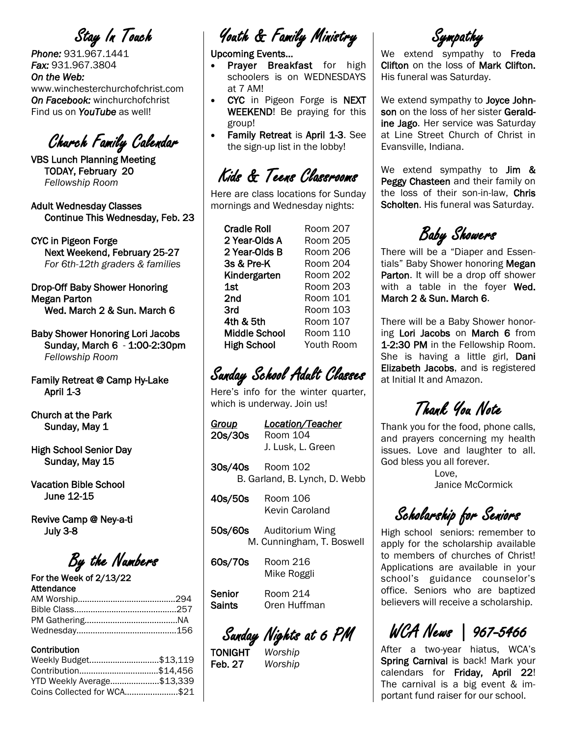## Stay In Touch

*Phone:* 931.967.1441
*Fax:* 931.967.3804
*On the Web:*
www.winchesterchurchofchrist.com
*On Facebook:* winchurchofchrist
Find us on *YouTube* as well!

## Church Family Calendar

**VBS Lunch Planning Meeting**
**TODAY, February 20**
*Fellowship Room*

**Adult Wednesday Classes**
**Continue This Wednesday, Feb. 23**

**CYC in Pigeon Forge**
**Next Weekend, February 25-27**
*For 6th-12th graders & families*

**Drop-Off Baby Shower Honoring Megan Parton**
**Wed. March 2 & Sun. March 6**

**Baby Shower Honoring Lori Jacobs**
**Sunday, March 6 - 1:00-2:30pm**
*Fellowship Room*

**Family Retreat @ Camp Hy-Lake**
**April 1-3**

**Church at the Park**
**Sunday, May 1**

**High School Senior Day**
**Sunday, May 15**

**Vacation Bible School**
**June 12-15**

**Revive Camp @ Ney-a-ti**
**July 3-8**

## By the Numbers

**For the Week of 2/13/22**

**Attendance**

| | |
|---|---|
| AM Worship | 294 |
| Bible Class | 257 |
| PM Gathering | NA |
| Wednesday | 156 |

**Contribution**

| | |
|---|---|
| Weekly Budget | $13,119 |
| Contribution | $14,456 |
| YTD Weekly Average | $13,339 |
| Coins Collected for WCA | $21 |

## Youth & Family Ministry

**Upcoming Events...**

- **Prayer Breakfast** for high schoolers is on WEDNESDAYS at 7 AM!
- **CYC** in Pigeon Forge is **NEXT WEEKEND**! Be praying for this group!
- **Family Retreat** is **April 1-3**. See the sign-up list in the lobby!

## Kids & Teens Classrooms

Here are class locations for Sunday mornings and Wednesday nights:

| | |
|---|---|
| **Cradle Roll** | Room 207 |
| **2 Year-Olds A** | Room 205 |
| **2 Year-Olds B** | Room 206 |
| **3s & Pre-K** | Room 204 |
| **Kindergarten** | Room 202 |
| **1st** | Room 203 |
| **2nd** | Room 101 |
| **3rd** | Room 103 |
| **4th & 5th** | Room 107 |
| **Middle School** | Room 110 |
| **High School** | Youth Room |

## Sunday School Adult Classes

Here's info for the winter quarter, which is underway. Join us!

| *Group* | *Location/Teacher* |
|---|---|
| **20s/30s** | Room 104, J. Lusk, L. Green |
| **30s/40s** | Room 102, B. Garland, B. Lynch, D. Webb |
| **40s/50s** | Room 106, Kevin Caroland |
| **50s/60s** | Auditorium Wing, M. Cunningham, T. Boswell |
| **60s/70s** | Room 216, Mike Roggli |
| **Senior Saints** | Room 214, Oren Huffman |

## Sunday Nights at 6 PM

**TONIGHT** *Worship*
**Feb. 27** *Worship*

## Sympathy

We extend sympathy to **Freda Clifton** on the loss of **Mark Clifton.** His funeral was Saturday.

We extend sympathy to **Joyce Johnson** on the loss of her sister **Geraldine Jago**. Her service was Saturday at Line Street Church of Christ in Evansville, Indiana.

We extend sympathy to **Jim & Peggy Chasteen** and their family on the loss of their son-in-law, **Chris Scholten**. His funeral was Saturday.

## Baby Showers

There will be a "Diaper and Essentials" Baby Shower honoring **Megan Parton**. It will be a drop off shower with a table in the foyer **Wed. March 2 & Sun. March 6**.

There will be a Baby Shower honoring **Lori Jacobs** on **March 6** from **1-2:30 PM** in the Fellowship Room. She is having a little girl, **Dani Elizabeth Jacobs**, and is registered at Initial It and Amazon.

## Thank You Note

Thank you for the food, phone calls, and prayers concerning my health issues. Love and laughter to all. God bless you all forever.

Love,
Janice McCormick

## Scholarship for Seniors

High school seniors: remember to apply for the scholarship available to members of churches of Christ! Applications are available in your school's guidance counselor's office. Seniors who are baptized believers will receive a scholarship.

## WCA News | 967-5466

After a two-year hiatus, WCA's **Spring Carnival** is back! Mark your calendars for **Friday, April 22**! The carnival is a big event & important fund raiser for our school.